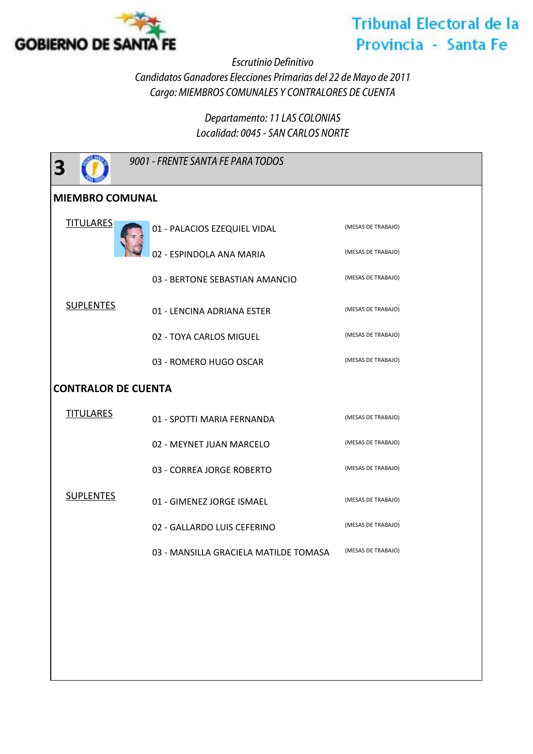GOBIERNO DE SANTA FE

Tribunal Electoral de la Provincia - Santa Fe

*Escrutinio Definitivo*

*Candidatos Ganadores Elecciones Primarias del 22 de Mayo de 2011*

*Cargo: MIEMBROS COMUNALES Y CONTRALORES DE CUENTA*

*Departamento: 11 LAS COLONIAS*

*Localidad: 0045 - SAN CARLOS NORTE*

## 3 — *9001 - FRENTE SANTA FE PARA TODOS*

### MIEMBRO COMUNAL

**TITULARES**

| | |
|---|---|
| 01 - PALACIOS EZEQUIEL VIDAL | (MESAS DE TRABAJO) |
| 02 - ESPINDOLA ANA MARIA | (MESAS DE TRABAJO) |
| 03 - BERTONE SEBASTIAN AMANCIO | (MESAS DE TRABAJO) |

**SUPLENTES**

| | |
|---|---|
| 01 - LENCINA ADRIANA ESTER | (MESAS DE TRABAJO) |
| 02 - TOYA CARLOS MIGUEL | (MESAS DE TRABAJO) |
| 03 - ROMERO HUGO OSCAR | (MESAS DE TRABAJO) |

### CONTRALOR DE CUENTA

**TITULARES**

| | |
|---|---|
| 01 - SPOTTI MARIA FERNANDA | (MESAS DE TRABAJO) |
| 02 - MEYNET JUAN MARCELO | (MESAS DE TRABAJO) |
| 03 - CORREA JORGE ROBERTO | (MESAS DE TRABAJO) |

**SUPLENTES**

| | |
|---|---|
| 01 - GIMENEZ JORGE ISMAEL | (MESAS DE TRABAJO) |
| 02 - GALLARDO LUIS CEFERINO | (MESAS DE TRABAJO) |
| 03 - MANSILLA GRACIELA MATILDE TOMASA | (MESAS DE TRABAJO) |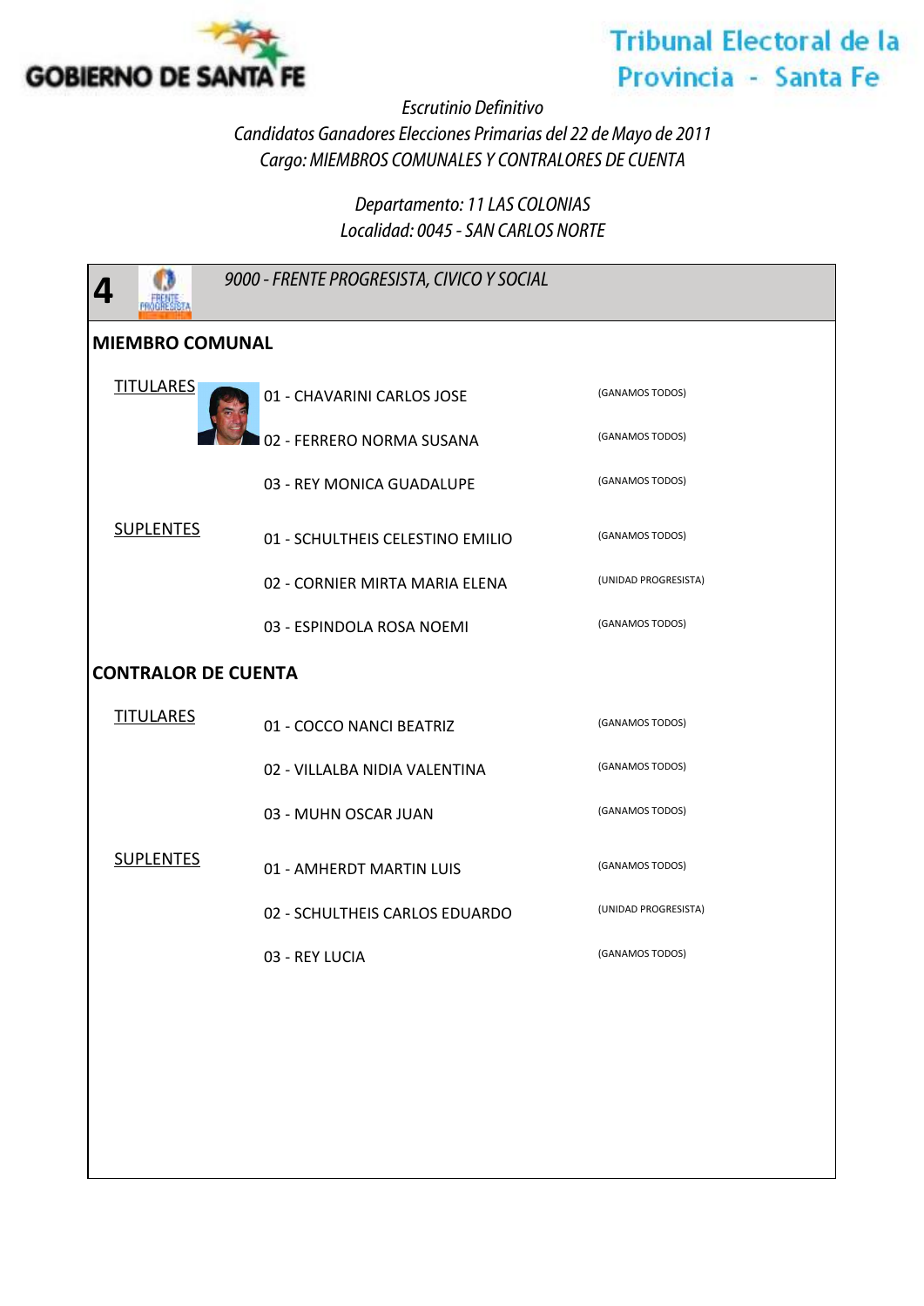GOBIERNO DE SANTA FE

Tribunal Electoral de la Provincia - Santa Fe

*Escrutinio Definitivo*

*Candidatos Ganadores Elecciones Primarias del 22 de Mayo de 2011*

*Cargo: MIEMBROS COMUNALES Y CONTRALORES DE CUENTA*

*Departamento: 11 LAS COLONIAS*

*Localidad: 0045 - SAN CARLOS NORTE*

## 4 — *9000 - FRENTE PROGRESISTA, CIVICO Y SOCIAL*

### MIEMBRO COMUNAL

| | | |
|---|---|---|
| TITULARES | 01 - CHAVARINI CARLOS JOSE | (GANAMOS TODOS) |
| | 02 - FERRERO NORMA SUSANA | (GANAMOS TODOS) |
| | 03 - REY MONICA GUADALUPE | (GANAMOS TODOS) |
| SUPLENTES | 01 - SCHULTHEIS CELESTINO EMILIO | (GANAMOS TODOS) |
| | 02 - CORNIER MIRTA MARIA ELENA | (UNIDAD PROGRESISTA) |
| | 03 - ESPINDOLA ROSA NOEMI | (GANAMOS TODOS) |

### CONTRALOR DE CUENTA

| | | |
|---|---|---|
| TITULARES | 01 - COCCO NANCI BEATRIZ | (GANAMOS TODOS) |
| | 02 - VILLALBA NIDIA VALENTINA | (GANAMOS TODOS) |
| | 03 - MUHN OSCAR JUAN | (GANAMOS TODOS) |
| SUPLENTES | 01 - AMHERDT MARTIN LUIS | (GANAMOS TODOS) |
| | 02 - SCHULTHEIS CARLOS EDUARDO | (UNIDAD PROGRESISTA) |
| | 03 - REY LUCIA | (GANAMOS TODOS) |